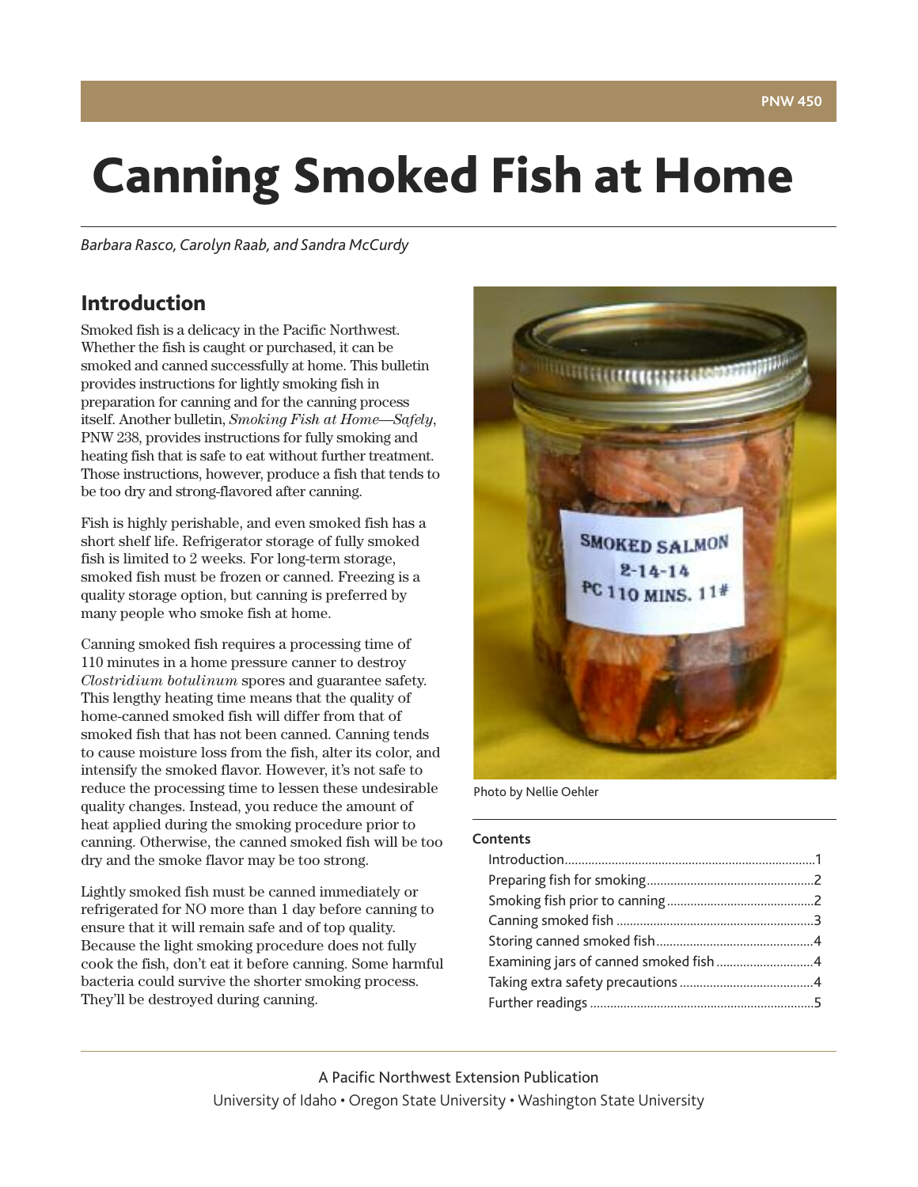# Canning Smoked Fish at Home

*Barbara Rasco, Carolyn Raab, and Sandra McCurdy*

## Introduction

Smoked fish is a delicacy in the Pacific Northwest. Whether the fish is caught or purchased, it can be smoked and canned successfully at home. This bulletin provides instructions for lightly smoking fish in preparation for canning and for the canning process itself. Another bulletin, *Smoking Fish at Home—Safely*, PNW 238, provides instructions for fully smoking and heating fish that is safe to eat without further treatment. Those instructions, however, produce a fish that tends to be too dry and strong-flavored after canning.

Fish is highly perishable, and even smoked fish has a short shelf life. Refrigerator storage of fully smoked fish is limited to 2 weeks. For long-term storage, smoked fish must be frozen or canned. Freezing is a quality storage option, but canning is preferred by many people who smoke fish at home.

Canning smoked fish requires a processing time of 110 minutes in a home pressure canner to destroy *Clostridium botulinum* spores and guarantee safety. This lengthy heating time means that the quality of home-canned smoked fish will differ from that of smoked fish that has not been canned. Canning tends to cause moisture loss from the fish, alter its color, and intensify the smoked flavor. However, it's not safe to reduce the processing time to lessen these undesirable quality changes. Instead, you reduce the amount of heat applied during the smoking procedure prior to canning. Otherwise, the canned smoked fish will be too dry and the smoke flavor may be too strong.

Lightly smoked fish must be canned immediately or refrigerated for NO more than 1 day before canning to ensure that it will remain safe and of top quality. Because the light smoking procedure does not fully cook the fish, don't eat it before canning. Some harmful bacteria could survive the shorter smoking process. They'll be destroyed during canning.

Photo by Nellie Oehler

**Contents**

- Introduction....1
- Preparing fish for smoking....2
- Smoking fish prior to canning....2
- Canning smoked fish....3
- Storing canned smoked fish....4
- Examining jars of canned smoked fish....4
- Taking extra safety precautions....4
- Further readings....5

A Pacific Northwest Extension Publication
University of Idaho • Oregon State University • Washington State University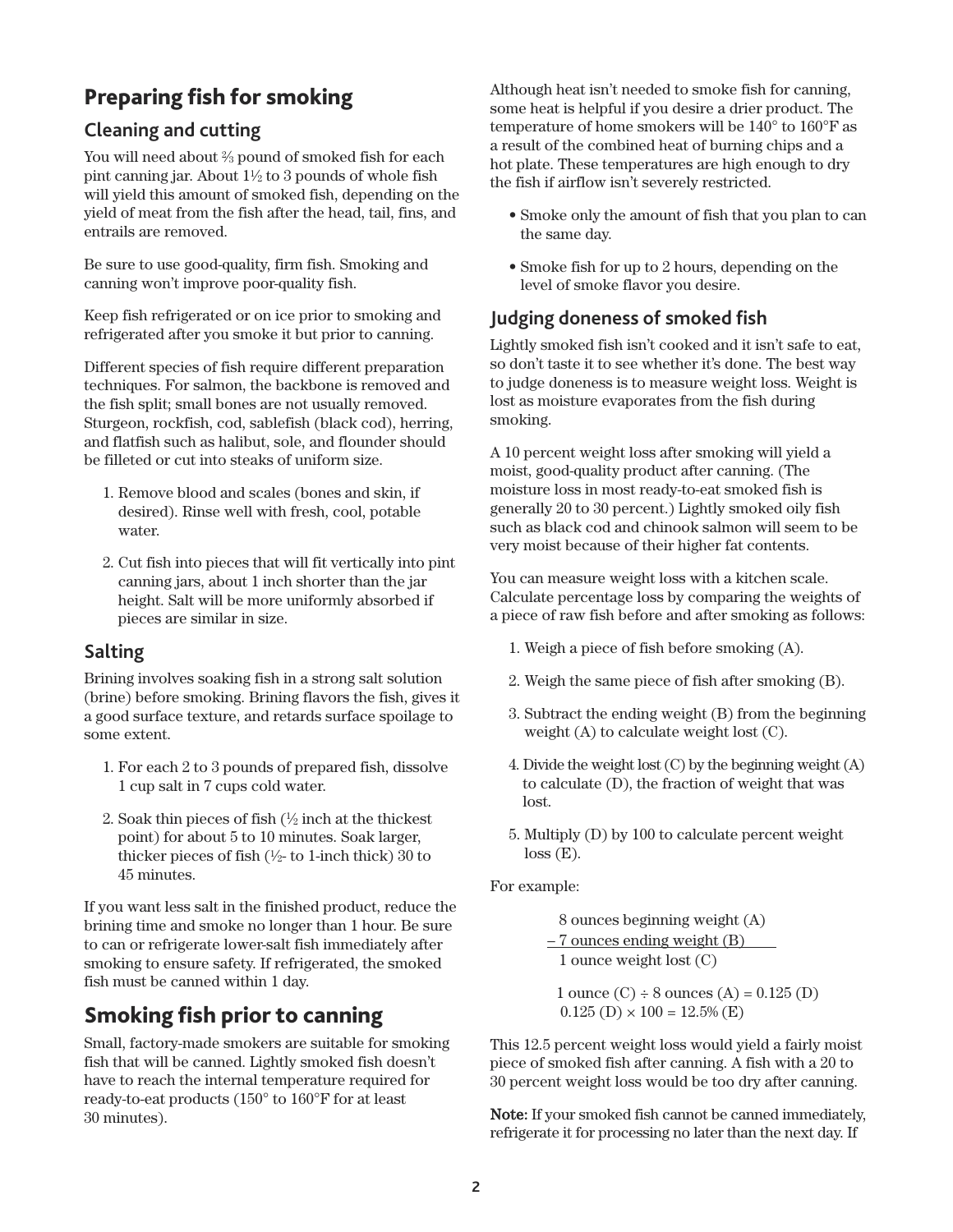# Preparing fish for smoking

## Cleaning and cutting

You will need about ⅔ pound of smoked fish for each pint canning jar. About 1½ to 3 pounds of whole fish will yield this amount of smoked fish, depending on the yield of meat from the fish after the head, tail, fins, and entrails are removed.

Be sure to use good-quality, firm fish. Smoking and canning won't improve poor-quality fish.

Keep fish refrigerated or on ice prior to smoking and refrigerated after you smoke it but prior to canning.

Different species of fish require different preparation techniques. For salmon, the backbone is removed and the fish split; small bones are not usually removed. Sturgeon, rockfish, cod, sablefish (black cod), herring, and flatfish such as halibut, sole, and flounder should be filleted or cut into steaks of uniform size.

1. Remove blood and scales (bones and skin, if desired). Rinse well with fresh, cool, potable water.
2. Cut fish into pieces that will fit vertically into pint canning jars, about 1 inch shorter than the jar height. Salt will be more uniformly absorbed if pieces are similar in size.

## Salting

Brining involves soaking fish in a strong salt solution (brine) before smoking. Brining flavors the fish, gives it a good surface texture, and retards surface spoilage to some extent.

1. For each 2 to 3 pounds of prepared fish, dissolve 1 cup salt in 7 cups cold water.
2. Soak thin pieces of fish (½ inch at the thickest point) for about 5 to 10 minutes. Soak larger, thicker pieces of fish (½- to 1-inch thick) 30 to 45 minutes.

If you want less salt in the finished product, reduce the brining time and smoke no longer than 1 hour. Be sure to can or refrigerate lower-salt fish immediately after smoking to ensure safety. If refrigerated, the smoked fish must be canned within 1 day.

# Smoking fish prior to canning

Small, factory-made smokers are suitable for smoking fish that will be canned. Lightly smoked fish doesn't have to reach the internal temperature required for ready-to-eat products (150° to 160°F for at least 30 minutes).

Although heat isn't needed to smoke fish for canning, some heat is helpful if you desire a drier product. The temperature of home smokers will be 140° to 160°F as a result of the combined heat of burning chips and a hot plate. These temperatures are high enough to dry the fish if airflow isn't severely restricted.

- Smoke only the amount of fish that you plan to can the same day.
- Smoke fish for up to 2 hours, depending on the level of smoke flavor you desire.

## Judging doneness of smoked fish

Lightly smoked fish isn't cooked and it isn't safe to eat, so don't taste it to see whether it's done. The best way to judge doneness is to measure weight loss. Weight is lost as moisture evaporates from the fish during smoking.

A 10 percent weight loss after smoking will yield a moist, good-quality product after canning. (The moisture loss in most ready-to-eat smoked fish is generally 20 to 30 percent.) Lightly smoked oily fish such as black cod and chinook salmon will seem to be very moist because of their higher fat contents.

You can measure weight loss with a kitchen scale. Calculate percentage loss by comparing the weights of a piece of raw fish before and after smoking as follows:

1. Weigh a piece of fish before smoking (A).
2. Weigh the same piece of fish after smoking (B).
3. Subtract the ending weight (B) from the beginning weight (A) to calculate weight lost (C).
4. Divide the weight lost (C) by the beginning weight (A) to calculate (D), the fraction of weight that was lost.
5. Multiply (D) by 100 to calculate percent weight loss (E).

For example:

8 ounces beginning weight (A)
– 7 ounces ending weight (B)
1 ounce weight lost (C)

1 ounce (C) ÷ 8 ounces (A) = 0.125 (D)
0.125 (D) × 100 = 12.5% (E)

This 12.5 percent weight loss would yield a fairly moist piece of smoked fish after canning. A fish with a 20 to 30 percent weight loss would be too dry after canning.

**Note:** If your smoked fish cannot be canned immediately, refrigerate it for processing no later than the next day. If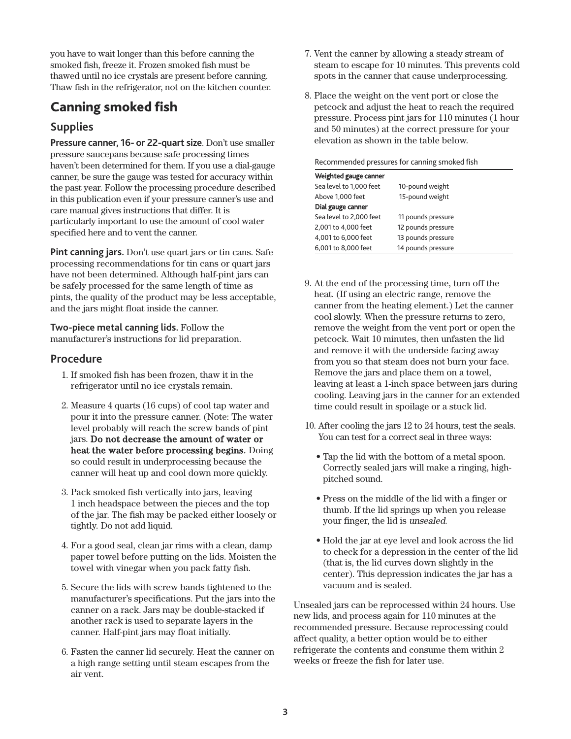you have to wait longer than this before canning the smoked fish, freeze it. Frozen smoked fish must be thawed until no ice crystals are present before canning. Thaw fish in the refrigerator, not on the kitchen counter.

## Canning smoked fish

### Supplies

**Pressure canner, 16- or 22-quart size**. Don't use smaller pressure saucepans because safe processing times haven't been determined for them. If you use a dial-gauge canner, be sure the gauge was tested for accuracy within the past year. Follow the processing procedure described in this publication even if your pressure canner's use and care manual gives instructions that differ. It is particularly important to use the amount of cool water specified here and to vent the canner.

**Pint canning jars.** Don't use quart jars or tin cans. Safe processing recommendations for tin cans or quart jars have not been determined. Although half-pint jars can be safely processed for the same length of time as pints, the quality of the product may be less acceptable, and the jars might float inside the canner.

**Two-piece metal canning lids.** Follow the manufacturer's instructions for lid preparation.

### Procedure

1. If smoked fish has been frozen, thaw it in the refrigerator until no ice crystals remain.

2. Measure 4 quarts (16 cups) of cool tap water and pour it into the pressure canner. (Note: The water level probably will reach the screw bands of pint jars. **Do not decrease the amount of water or heat the water before processing begins.** Doing so could result in underprocessing because the canner will heat up and cool down more quickly.

3. Pack smoked fish vertically into jars, leaving 1 inch headspace between the pieces and the top of the jar. The fish may be packed either loosely or tightly. Do not add liquid.

4. For a good seal, clean jar rims with a clean, damp paper towel before putting on the lids. Moisten the towel with vinegar when you pack fatty fish.

5. Secure the lids with screw bands tightened to the manufacturer's specifications. Put the jars into the canner on a rack. Jars may be double-stacked if another rack is used to separate layers in the canner. Half-pint jars may float initially.

6. Fasten the canner lid securely. Heat the canner on a high range setting until steam escapes from the air vent.

7. Vent the canner by allowing a steady stream of steam to escape for 10 minutes. This prevents cold spots in the canner that cause underprocessing.

8. Place the weight on the vent port or close the petcock and adjust the heat to reach the required pressure. Process pint jars for 110 minutes (1 hour and 50 minutes) at the correct pressure for your elevation as shown in the table below.

Recommended pressures for canning smoked fish

| | |
|---|---|
| **Weighted gauge canner** | |
| Sea level to 1,000 feet | 10-pound weight |
| Above 1,000 feet | 15-pound weight |
| **Dial gauge canner** | |
| Sea level to 2,000 feet | 11 pounds pressure |
| 2,001 to 4,000 feet | 12 pounds pressure |
| 4,001 to 6,000 feet | 13 pounds pressure |
| 6,001 to 8,000 feet | 14 pounds pressure |

9. At the end of the processing time, turn off the heat. (If using an electric range, remove the canner from the heating element.) Let the canner cool slowly. When the pressure returns to zero, remove the weight from the vent port or open the petcock. Wait 10 minutes, then unfasten the lid and remove it with the underside facing away from you so that steam does not burn your face. Remove the jars and place them on a towel, leaving at least a 1-inch space between jars during cooling. Leaving jars in the canner for an extended time could result in spoilage or a stuck lid.

10. After cooling the jars 12 to 24 hours, test the seals. You can test for a correct seal in three ways:

    - Tap the lid with the bottom of a metal spoon. Correctly sealed jars will make a ringing, high-pitched sound.

    - Press on the middle of the lid with a finger or thumb. If the lid springs up when you release your finger, the lid is *unsealed*.

    - Hold the jar at eye level and look across the lid to check for a depression in the center of the lid (that is, the lid curves down slightly in the center). This depression indicates the jar has a vacuum and is sealed.

Unsealed jars can be reprocessed within 24 hours. Use new lids, and process again for 110 minutes at the recommended pressure. Because reprocessing could affect quality, a better option would be to either refrigerate the contents and consume them within 2 weeks or freeze the fish for later use.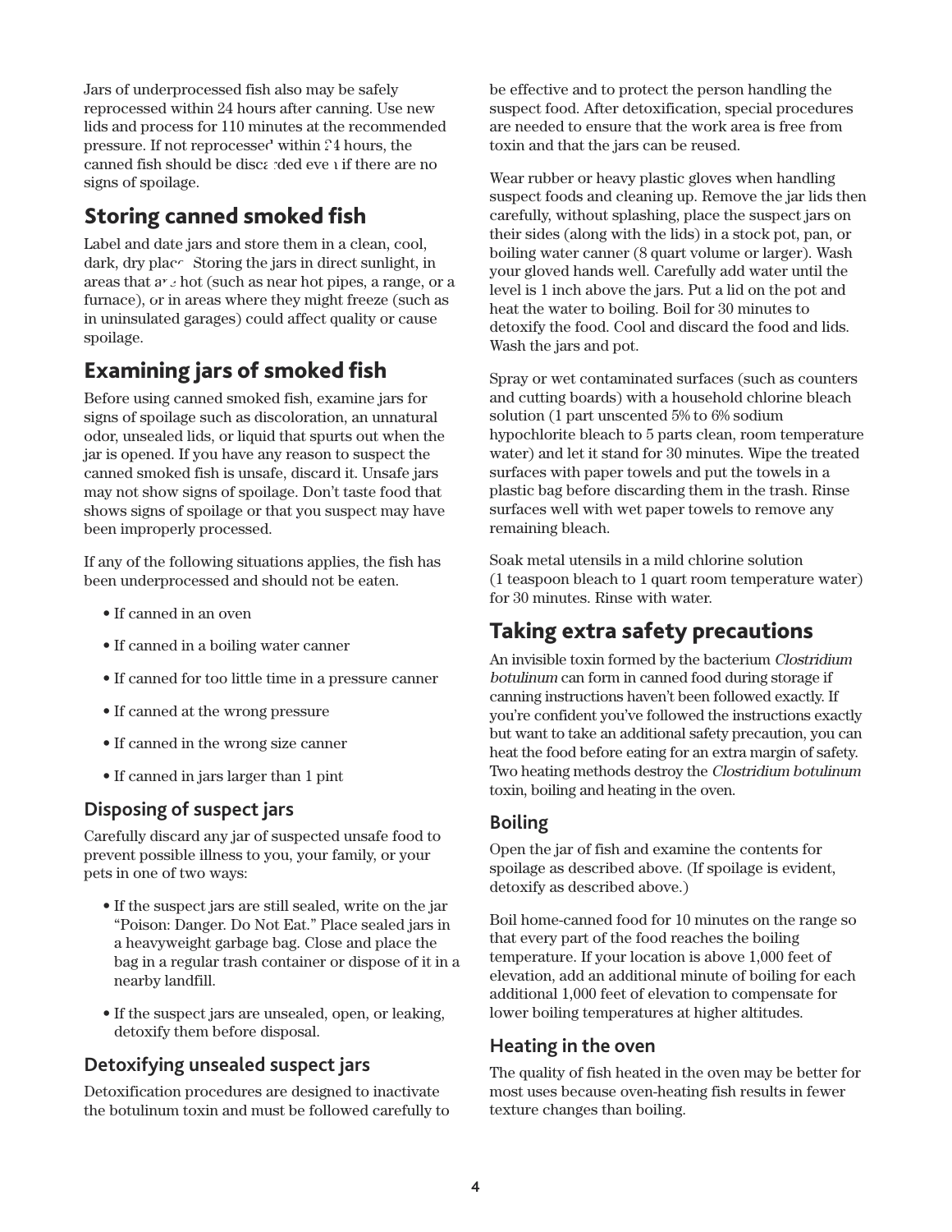Jars of underprocessed fish also may be safely reprocessed within 24 hours after canning. Use new lids and process for 110 minutes at the recommended pressure. If not reprocessed within 24 hours, the canned fish should be discarded even if there are no signs of spoilage.

## Storing canned smoked fish

Label and date jars and store them in a clean, cool, dark, dry place. Storing the jars in direct sunlight, in areas that are hot (such as near hot pipes, a range, or a furnace), or in areas where they might freeze (such as in uninsulated garages) could affect quality or cause spoilage.

## Examining jars of smoked fish

Before using canned smoked fish, examine jars for signs of spoilage such as discoloration, an unnatural odor, unsealed lids, or liquid that spurts out when the jar is opened. If you have any reason to suspect the canned smoked fish is unsafe, discard it. Unsafe jars may not show signs of spoilage. Don't taste food that shows signs of spoilage or that you suspect may have been improperly processed.

If any of the following situations applies, the fish has been underprocessed and should not be eaten.

- If canned in an oven
- If canned in a boiling water canner
- If canned for too little time in a pressure canner
- If canned at the wrong pressure
- If canned in the wrong size canner
- If canned in jars larger than 1 pint

### Disposing of suspect jars

Carefully discard any jar of suspected unsafe food to prevent possible illness to you, your family, or your pets in one of two ways:

- If the suspect jars are still sealed, write on the jar "Poison: Danger. Do Not Eat." Place sealed jars in a heavyweight garbage bag. Close and place the bag in a regular trash container or dispose of it in a nearby landfill.
- If the suspect jars are unsealed, open, or leaking, detoxify them before disposal.

### Detoxifying unsealed suspect jars

Detoxification procedures are designed to inactivate the botulinum toxin and must be followed carefully to be effective and to protect the person handling the suspect food. After detoxification, special procedures are needed to ensure that the work area is free from toxin and that the jars can be reused.

Wear rubber or heavy plastic gloves when handling suspect foods and cleaning up. Remove the jar lids then carefully, without splashing, place the suspect jars on their sides (along with the lids) in a stock pot, pan, or boiling water canner (8 quart volume or larger). Wash your gloved hands well. Carefully add water until the level is 1 inch above the jars. Put a lid on the pot and heat the water to boiling. Boil for 30 minutes to detoxify the food. Cool and discard the food and lids. Wash the jars and pot.

Spray or wet contaminated surfaces (such as counters and cutting boards) with a household chlorine bleach solution (1 part unscented 5% to 6% sodium hypochlorite bleach to 5 parts clean, room temperature water) and let it stand for 30 minutes. Wipe the treated surfaces with paper towels and put the towels in a plastic bag before discarding them in the trash. Rinse surfaces well with wet paper towels to remove any remaining bleach.

Soak metal utensils in a mild chlorine solution (1 teaspoon bleach to 1 quart room temperature water) for 30 minutes. Rinse with water.

## Taking extra safety precautions

An invisible toxin formed by the bacterium *Clostridium botulinum* can form in canned food during storage if canning instructions haven't been followed exactly. If you're confident you've followed the instructions exactly but want to take an additional safety precaution, you can heat the food before eating for an extra margin of safety. Two heating methods destroy the *Clostridium botulinum* toxin, boiling and heating in the oven.

### Boiling

Open the jar of fish and examine the contents for spoilage as described above. (If spoilage is evident, detoxify as described above.)

Boil home-canned food for 10 minutes on the range so that every part of the food reaches the boiling temperature. If your location is above 1,000 feet of elevation, add an additional minute of boiling for each additional 1,000 feet of elevation to compensate for lower boiling temperatures at higher altitudes.

### Heating in the oven

The quality of fish heated in the oven may be better for most uses because oven-heating fish results in fewer texture changes than boiling.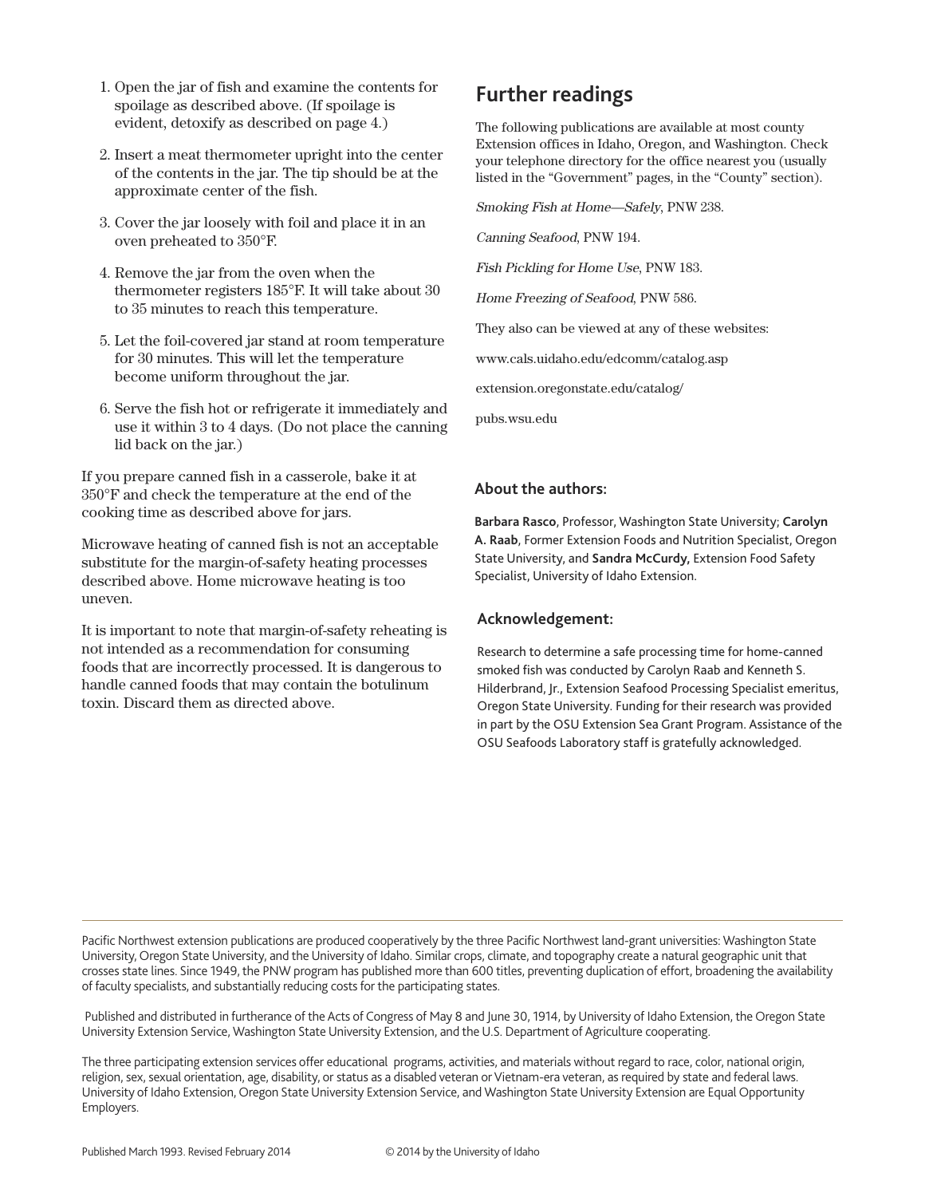1. Open the jar of fish and examine the contents for spoilage as described above. (If spoilage is evident, detoxify as described on page 4.)
2. Insert a meat thermometer upright into the center of the contents in the jar. The tip should be at the approximate center of the fish.
3. Cover the jar loosely with foil and place it in an oven preheated to 350°F.
4. Remove the jar from the oven when the thermometer registers 185°F. It will take about 30 to 35 minutes to reach this temperature.
5. Let the foil-covered jar stand at room temperature for 30 minutes. This will let the temperature become uniform throughout the jar.
6. Serve the fish hot or refrigerate it immediately and use it within 3 to 4 days. (Do not place the canning lid back on the jar.)

If you prepare canned fish in a casserole, bake it at 350°F and check the temperature at the end of the cooking time as described above for jars.

Microwave heating of canned fish is not an acceptable substitute for the margin-of-safety heating processes described above. Home microwave heating is too uneven.

It is important to note that margin-of-safety reheating is not intended as a recommendation for consuming foods that are incorrectly processed. It is dangerous to handle canned foods that may contain the botulinum toxin. Discard them as directed above.

## Further readings

The following publications are available at most county Extension offices in Idaho, Oregon, and Washington. Check your telephone directory for the office nearest you (usually listed in the "Government" pages, in the "County" section).

*Smoking Fish at Home—Safely*, PNW 238.

*Canning Seafood*, PNW 194.

*Fish Pickling for Home Use*, PNW 183.

*Home Freezing of Seafood*, PNW 586.

They also can be viewed at any of these websites:

www.cals.uidaho.edu/edcomm/catalog.asp

extension.oregonstate.edu/catalog/

pubs.wsu.edu

### About the authors:

**Barbara Rasco**, Professor, Washington State University; **Carolyn A. Raab**, Former Extension Foods and Nutrition Specialist, Oregon State University, and **Sandra McCurdy,** Extension Food Safety Specialist, University of Idaho Extension.

### Acknowledgement:

Research to determine a safe processing time for home-canned smoked fish was conducted by Carolyn Raab and Kenneth S. Hilderbrand, Jr., Extension Seafood Processing Specialist emeritus, Oregon State University. Funding for their research was provided in part by the OSU Extension Sea Grant Program. Assistance of the OSU Seafoods Laboratory staff is gratefully acknowledged.

---

Pacific Northwest extension publications are produced cooperatively by the three Pacific Northwest land-grant universities: Washington State University, Oregon State University, and the University of Idaho. Similar crops, climate, and topography create a natural geographic unit that crosses state lines. Since 1949, the PNW program has published more than 600 titles, preventing duplication of effort, broadening the availability of faculty specialists, and substantially reducing costs for the participating states.

Published and distributed in furtherance of the Acts of Congress of May 8 and June 30, 1914, by University of Idaho Extension, the Oregon State University Extension Service, Washington State University Extension, and the U.S. Department of Agriculture cooperating.

The three participating extension services offer educational programs, activities, and materials without regard to race, color, national origin, religion, sex, sexual orientation, age, disability, or status as a disabled veteran or Vietnam-era veteran, as required by state and federal laws. University of Idaho Extension, Oregon State University Extension Service, and Washington State University Extension are Equal Opportunity Employers.

Published March 1993. Revised February 2014 © 2014 by the University of Idaho